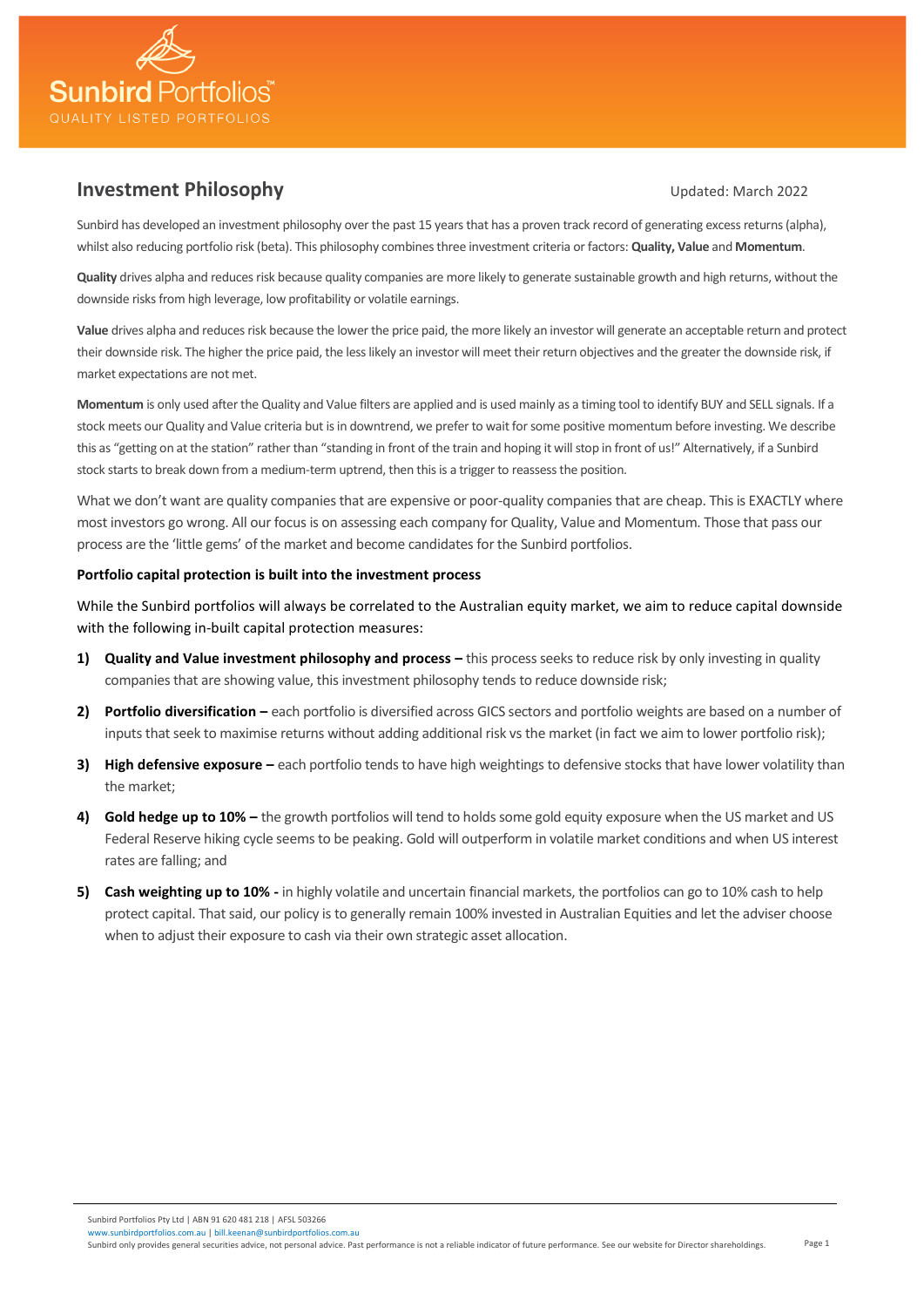Sunbird Portfolios™
QUALITY LISTED PORTFOLIOS

# Investment Philosophy

Updated: March 2022

Sunbird has developed an investment philosophy over the past 15 years that has a proven track record of generating excess returns (alpha), whilst also reducing portfolio risk (beta). This philosophy combines three investment criteria or factors: **Quality, Value** and **Momentum**.

**Quality** drives alpha and reduces risk because quality companies are more likely to generate sustainable growth and high returns, without the downside risks from high leverage, low profitability or volatile earnings.

**Value** drives alpha and reduces risk because the lower the price paid, the more likely an investor will generate an acceptable return and protect their downside risk. The higher the price paid, the less likely an investor will meet their return objectives and the greater the downside risk, if market expectations are not met.

**Momentum** is only used after the Quality and Value filters are applied and is used mainly as a timing tool to identify BUY and SELL signals. If a stock meets our Quality and Value criteria but is in downtrend, we prefer to wait for some positive momentum before investing. We describe this as "getting on at the station" rather than "standing in front of the train and hoping it will stop in front of us!" Alternatively, if a Sunbird stock starts to break down from a medium-term uptrend, then this is a trigger to reassess the position.

What we don't want are quality companies that are expensive or poor-quality companies that are cheap. This is EXACTLY where most investors go wrong. All our focus is on assessing each company for Quality, Value and Momentum. Those that pass our process are the 'little gems' of the market and become candidates for the Sunbird portfolios.

**Portfolio capital protection is built into the investment process**

While the Sunbird portfolios will always be correlated to the Australian equity market, we aim to reduce capital downside with the following in-built capital protection measures:

1) **Quality and Value investment philosophy and process –** this process seeks to reduce risk by only investing in quality companies that are showing value, this investment philosophy tends to reduce downside risk;
2) **Portfolio diversification –** each portfolio is diversified across GICS sectors and portfolio weights are based on a number of inputs that seek to maximise returns without adding additional risk vs the market (in fact we aim to lower portfolio risk);
3) **High defensive exposure –** each portfolio tends to have high weightings to defensive stocks that have lower volatility than the market;
4) **Gold hedge up to 10% –** the growth portfolios will tend to holds some gold equity exposure when the US market and US Federal Reserve hiking cycle seems to be peaking. Gold will outperform in volatile market conditions and when US interest rates are falling; and
5) **Cash weighting up to 10% -** in highly volatile and uncertain financial markets, the portfolios can go to 10% cash to help protect capital. That said, our policy is to generally remain 100% invested in Australian Equities and let the adviser choose when to adjust their exposure to cash via their own strategic asset allocation.

Sunbird Portfolios Pty Ltd | ABN 91 620 481 218 | AFSL 503266
www.sunbirdportfolios.com.au | bill.keenan@sunbirdportfolios.com.au
Sunbird only provides general securities advice, not personal advice. Past performance is not a reliable indicator of future performance. See our website for Director shareholdings.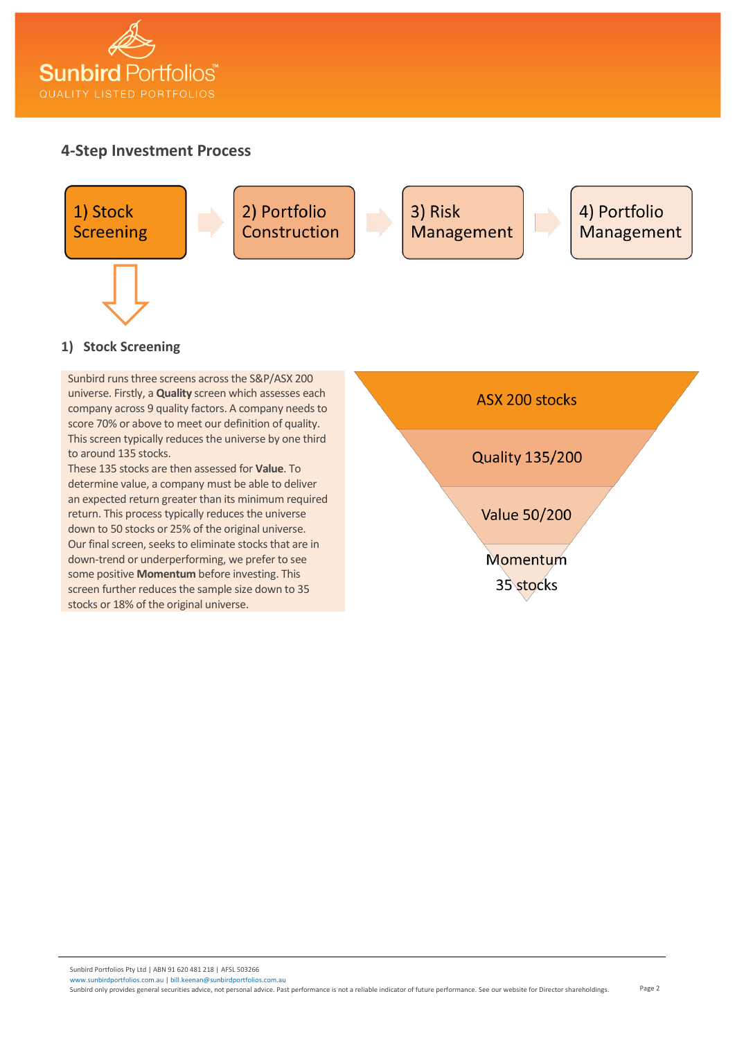## 4-Step Investment Process

1) Stock Screening → 2) Portfolio Construction → 3) Risk Management → 4) Portfolio Management

### 1) Stock Screening

Sunbird runs three screens across the S&P/ASX 200 universe. Firstly, a **Quality** screen which assesses each company across 9 quality factors. A company needs to score 70% or above to meet our definition of quality. This screen typically reduces the universe by one third to around 135 stocks.

These 135 stocks are then assessed for **Value**. To determine value, a company must be able to deliver an expected return greater than its minimum required return. This process typically reduces the universe down to 50 stocks or 25% of the original universe.

Our final screen, seeks to eliminate stocks that are in down-trend or underperforming, we prefer to see some positive **Momentum** before investing. This screen further reduces the sample size down to 35 stocks or 18% of the original universe.

- ASX 200 stocks
- Quality 135/200
- Value 50/200
- Momentum 35 stocks

Sunbird Portfolios Pty Ltd | ABN 91 620 481 218 | AFSL 503266
www.sunbirdportfolios.com.au | bill.keenan@sunbirdportfolios.com.au
Sunbird only provides general securities advice, not personal advice. Past performance is not a reliable indicator of future performance. See our website for Director shareholdings.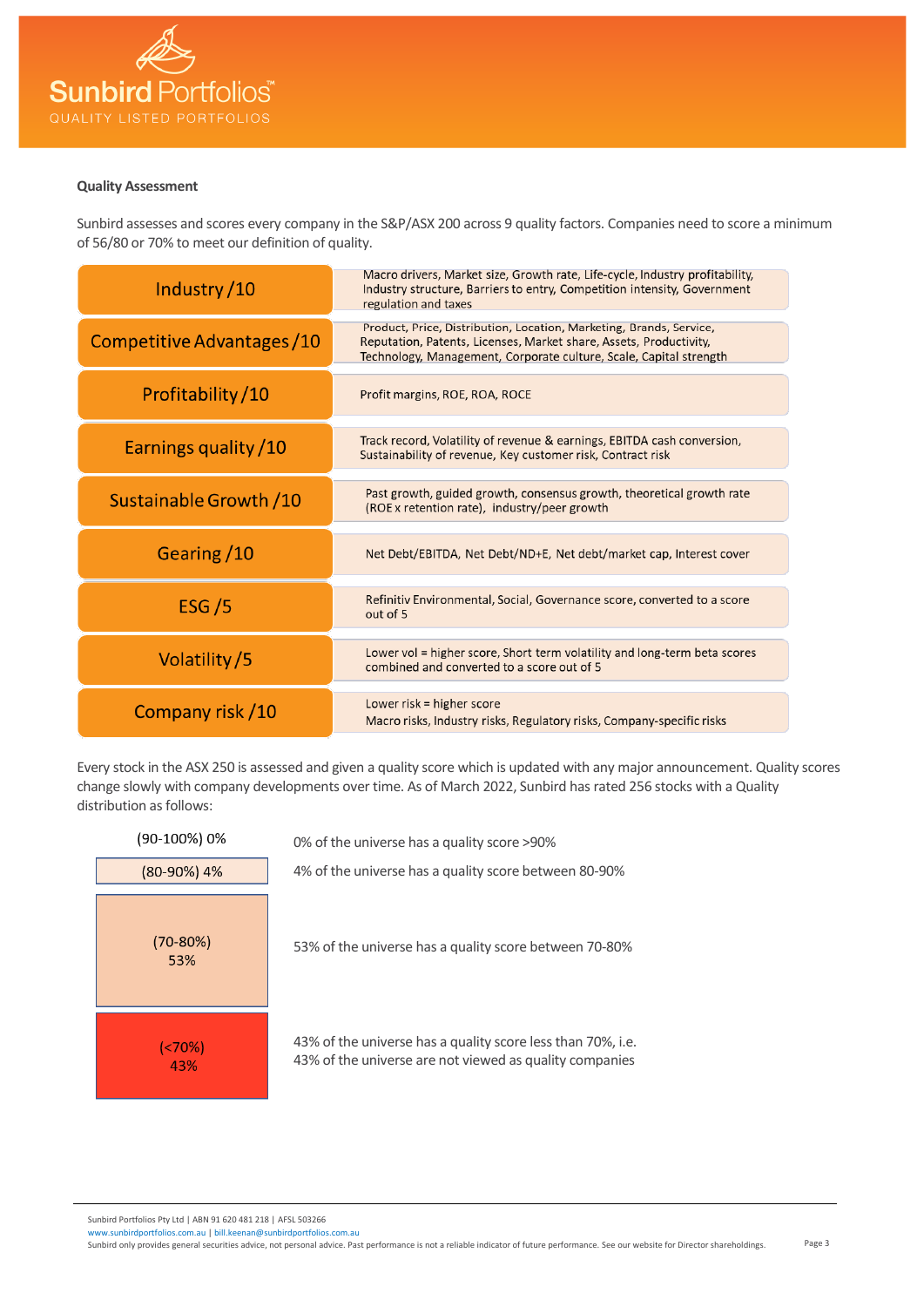**Quality Assessment**

Sunbird assesses and scores every company in the S&P/ASX 200 across 9 quality factors. Companies need to score a minimum of 56/80 or 70% to meet our definition of quality.

| Factor | Description |
|---|---|
| Industry /10 | Macro drivers, Market size, Growth rate, Life-cycle, Industry profitability, Industry structure, Barriers to entry, Competition intensity, Government regulation and taxes |
| Competitive Advantages /10 | Product, Price, Distribution, Location, Marketing, Brands, Service, Reputation, Patents, Licenses, Market share, Assets, Productivity, Technology, Management, Corporate culture, Scale, Capital strength |
| Profitability /10 | Profit margins, ROE, ROA, ROCE |
| Earnings quality /10 | Track record, Volatility of revenue & earnings, EBITDA cash conversion, Sustainability of revenue, Key customer risk, Contract risk |
| Sustainable Growth /10 | Past growth, guided growth, consensus growth, theoretical growth rate (ROE x retention rate), industry/peer growth |
| Gearing /10 | Net Debt/EBITDA, Net Debt/ND+E, Net debt/market cap, Interest cover |
| ESG /5 | Refinitiv Environmental, Social, Governance score, converted to a score out of 5 |
| Volatility /5 | Lower vol = higher score, Short term volatility and long-term beta scores combined and converted to a score out of 5 |
| Company risk /10 | Lower risk = higher score<br>Macro risks, Industry risks, Regulatory risks, Company-specific risks |

Every stock in the ASX 250 is assessed and given a quality score which is updated with any major announcement. Quality scores change slowly with company developments over time. As of March 2022, Sunbird has rated 256 stocks with a Quality distribution as follows:

| Quality score band | Description |
|---|---|
| (90-100%) 0% | 0% of the universe has a quality score >90% |
| (80-90%) 4% | 4% of the universe has a quality score between 80-90% |
| (70-80%) 53% | 53% of the universe has a quality score between 70-80% |
| (<70%) 43% | 43% of the universe has a quality score less than 70%, i.e. 43% of the universe are not viewed as quality companies |

Sunbird Portfolios Pty Ltd | ABN 91 620 481 218 | AFSL 503266
www.sunbirdportfolios.com.au | bill.keenan@sunbirdportfolios.com.au
Sunbird only provides general securities advice, not personal advice. Past performance is not a reliable indicator of future performance. See our website for Director shareholdings.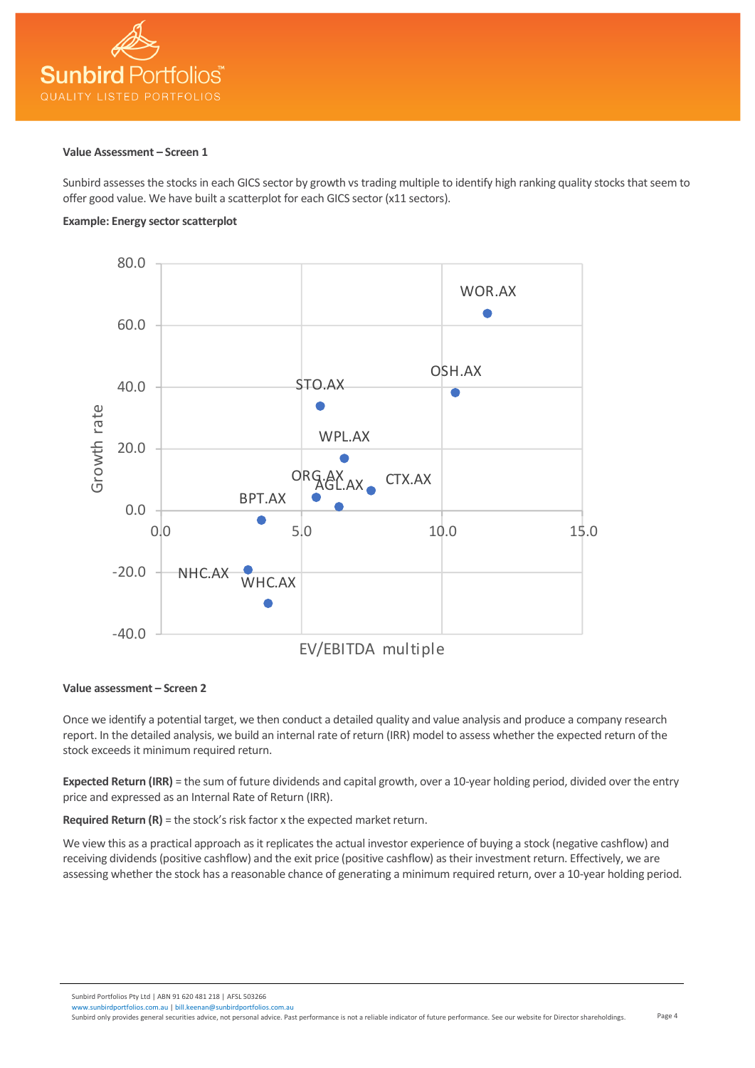**Value Assessment – Screen 1**

Sunbird assesses the stocks in each GICS sector by growth vs trading multiple to identify high ranking quality stocks that seem to offer good value. We have built a scatterplot for each GICS sector (x11 sectors).

**Example: Energy sector scatterplot**

**Value assessment – Screen 2**

Once we identify a potential target, we then conduct a detailed quality and value analysis and produce a company research report. In the detailed analysis, we build an internal rate of return (IRR) model to assess whether the expected return of the stock exceeds it minimum required return.

**Expected Return (IRR)** = the sum of future dividends and capital growth, over a 10-year holding period, divided over the entry price and expressed as an Internal Rate of Return (IRR).

**Required Return (R)** = the stock's risk factor x the expected market return.

We view this as a practical approach as it replicates the actual investor experience of buying a stock (negative cashflow) and receiving dividends (positive cashflow) and the exit price (positive cashflow) as their investment return. Effectively, we are assessing whether the stock has a reasonable chance of generating a minimum required return, over a 10-year holding period.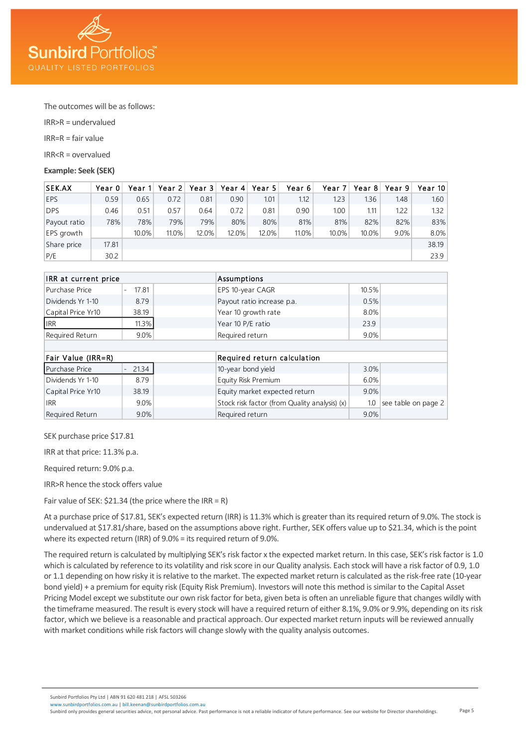The outcomes will be as follows:

IRR>R = undervalued

IRR=R = fair value

IRR<R = overvalued

**Example: Seek (SEK)**

| SEK.AX | Year 0 | Year 1 | Year 2 | Year 3 | Year 4 | Year 5 | Year 6 | Year 7 | Year 8 | Year 9 | Year 10 |
|---|---|---|---|---|---|---|---|---|---|---|---|
| EPS | 0.59 | 0.65 | 0.72 | 0.81 | 0.90 | 1.01 | 1.12 | 1.23 | 1.36 | 1.48 | 1.60 |
| DPS | 0.46 | 0.51 | 0.57 | 0.64 | 0.72 | 0.81 | 0.90 | 1.00 | 1.11 | 1.22 | 1.32 |
| Payout ratio | 78% | 78% | 79% | 79% | 80% | 80% | 81% | 81% | 82% | 82% | 83% |
| EPS growth | | 10.0% | 11.0% | 12.0% | 12.0% | 12.0% | 11.0% | 10.0% | 10.0% | 9.0% | 8.0% |
| Share price | 17.81 | | | | | | | | | | 38.19 |
| P/E | 30.2 | | | | | | | | | | 23.9 |

| IRR at current price | | | Assumptions | | |
|---|---|---|---|---|---|
| Purchase Price | - 17.81 | | EPS 10-year CAGR | 10.5% | |
| Dividends Yr 1-10 | 8.79 | | Payout ratio increase p.a. | 0.5% | |
| Capital Price Yr10 | 38.19 | | Year 10 growth rate | 8.0% | |
| IRR | 11.3% | | Year 10 P/E ratio | 23.9 | |
| Required Return | 9.0% | | Required return | 9.0% | |

| Fair Value (IRR=R) | | | Required return calculation | | |
|---|---|---|---|---|---|
| Purchase Price | - 21.34 | | 10-year bond yield | 3.0% | |
| Dividends Yr 1-10 | 8.79 | | Equity Risk Premium | 6.0% | |
| Capital Price Yr10 | 38.19 | | Equity market expected return | 9.0% | |
| IRR | 9.0% | | Stock risk factor (from Quality analysis) (x) | 1.0 | see table on page 2 |
| Required Return | 9.0% | | Required return | 9.0% | |

SEK purchase price $17.81

IRR at that price: 11.3% p.a.

Required return: 9.0% p.a.

IRR>R hence the stock offers value

Fair value of SEK: $21.34 (the price where the IRR = R)

At a purchase price of $17.81, SEK's expected return (IRR) is 11.3% which is greater than its required return of 9.0%. The stock is undervalued at $17.81/share, based on the assumptions above right. Further, SEK offers value up to $21.34, which is the point where its expected return (IRR) of 9.0% = its required return of 9.0%.

The required return is calculated by multiplying SEK's risk factor x the expected market return. In this case, SEK's risk factor is 1.0 which is calculated by reference to its volatility and risk score in our Quality analysis. Each stock will have a risk factor of 0.9, 1.0 or 1.1 depending on how risky it is relative to the market. The expected market return is calculated as the risk-free rate (10-year bond yield) + a premium for equity risk (Equity Risk Premium). Investors will note this method is similar to the Capital Asset Pricing Model except we substitute our own risk factor for beta, given beta is often an unreliable figure that changes wildly with the timeframe measured. The result is every stock will have a required return of either 8.1%, 9.0% or 9.9%, depending on its risk factor, which we believe is a reasonable and practical approach. Our expected market return inputs will be reviewed annually with market conditions while risk factors will change slowly with the quality analysis outcomes.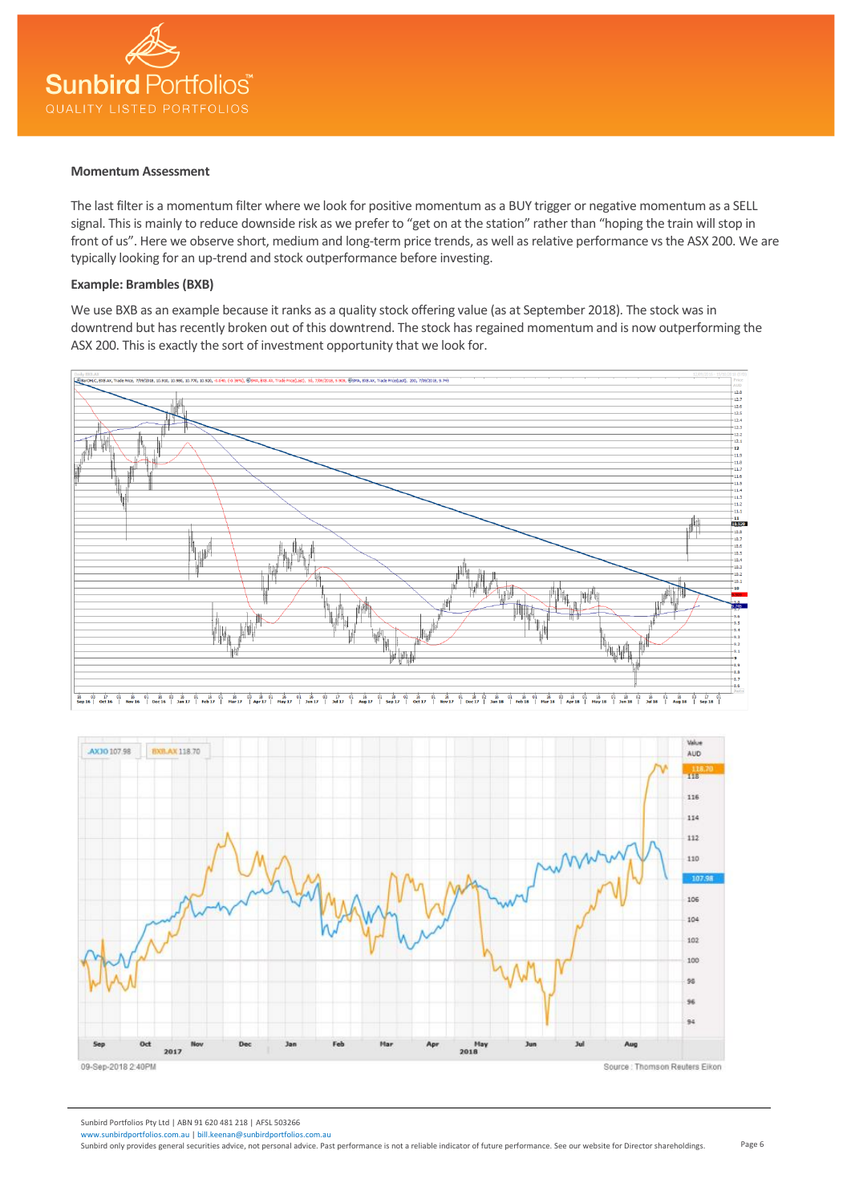## Momentum Assessment

The last filter is a momentum filter where we look for positive momentum as a BUY trigger or negative momentum as a SELL signal. This is mainly to reduce downside risk as we prefer to "get on at the station" rather than "hoping the train will stop in front of us". Here we observe short, medium and long-term price trends, as well as relative performance vs the ASX 200. We are typically looking for an up-trend and stock outperformance before investing.

**Example: Brambles (BXB)**

We use BXB as an example because it ranks as a quality stock offering value (as at September 2018). The stock was in downtrend but has recently broken out of this downtrend. The stock has regained momentum and is now outperforming the ASX 200. This is exactly the sort of investment opportunity that we look for.

09-Sep-2018 2:40PM

Source : Thomson Reuters Eikon

Sunbird Portfolios Pty Ltd | ABN 91 620 481 218 | AFSL 503266
www.sunbirdportfolios.com.au | bill.keenan@sunbirdportfolios.com.au
Sunbird only provides general securities advice, not personal advice. Past performance is not a reliable indicator of future performance. See our website for Director shareholdings.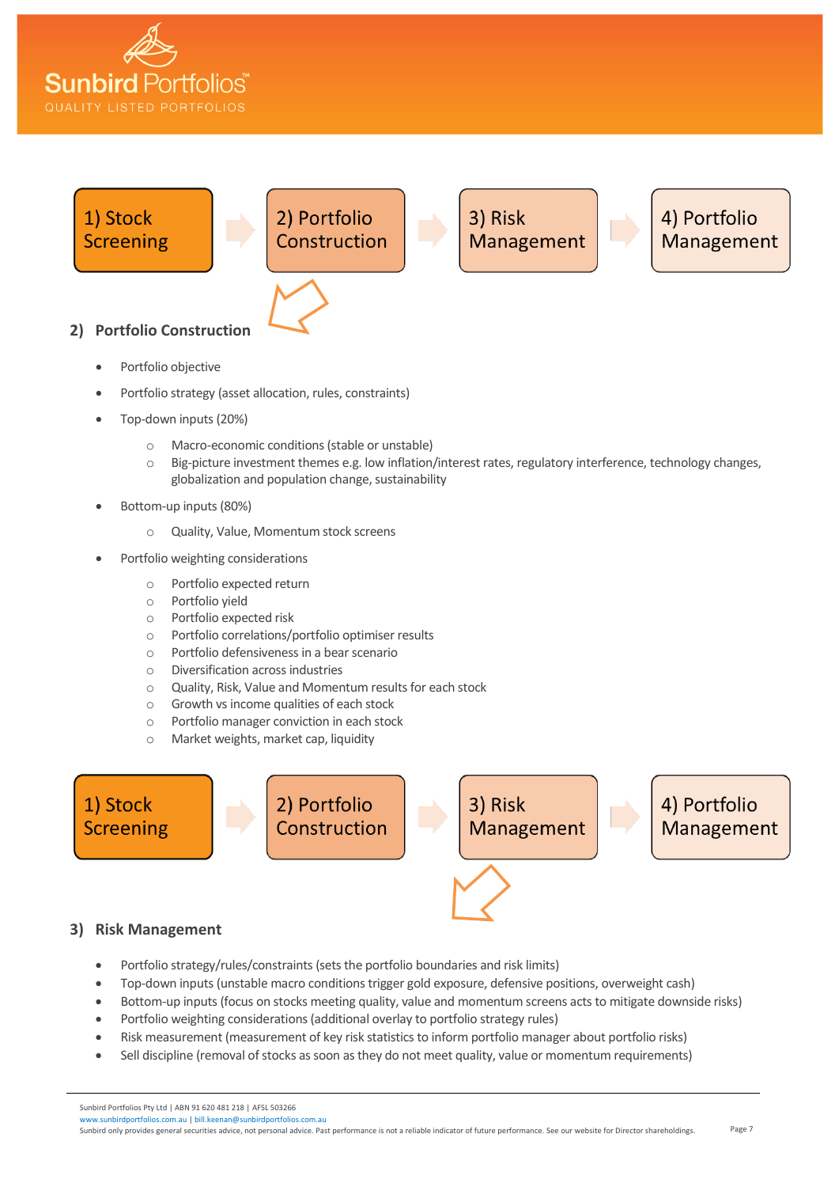1) Stock Screening → 2) Portfolio Construction → 3) Risk Management → 4) Portfolio Management

## 2) Portfolio Construction

- Portfolio objective
- Portfolio strategy (asset allocation, rules, constraints)
- Top-down inputs (20%)
  - Macro-economic conditions (stable or unstable)
  - Big-picture investment themes e.g. low inflation/interest rates, regulatory interference, technology changes, globalization and population change, sustainability
- Bottom-up inputs (80%)
  - Quality, Value, Momentum stock screens
- Portfolio weighting considerations
  - Portfolio expected return
  - Portfolio yield
  - Portfolio expected risk
  - Portfolio correlations/portfolio optimiser results
  - Portfolio defensiveness in a bear scenario
  - Diversification across industries
  - Quality, Risk, Value and Momentum results for each stock
  - Growth vs income qualities of each stock
  - Portfolio manager conviction in each stock
  - Market weights, market cap, liquidity

1) Stock Screening → 2) Portfolio Construction → 3) Risk Management → 4) Portfolio Management

## 3) Risk Management

- Portfolio strategy/rules/constraints (sets the portfolio boundaries and risk limits)
- Top-down inputs (unstable macro conditions trigger gold exposure, defensive positions, overweight cash)
- Bottom-up inputs (focus on stocks meeting quality, value and momentum screens acts to mitigate downside risks)
- Portfolio weighting considerations (additional overlay to portfolio strategy rules)
- Risk measurement (measurement of key risk statistics to inform portfolio manager about portfolio risks)
- Sell discipline (removal of stocks as soon as they do not meet quality, value or momentum requirements)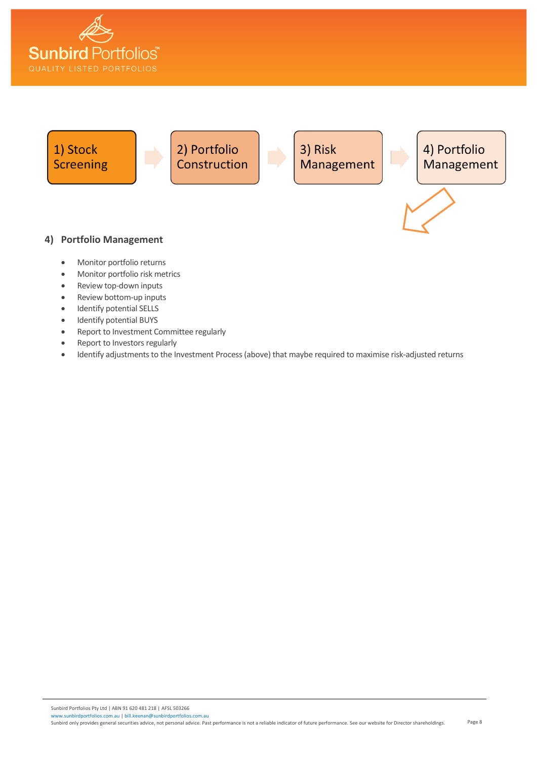1) Stock Screening → 2) Portfolio Construction → 3) Risk Management → 4) Portfolio Management

## 4) Portfolio Management

- Monitor portfolio returns
- Monitor portfolio risk metrics
- Review top-down inputs
- Review bottom-up inputs
- Identify potential SELLS
- Identify potential BUYS
- Report to Investment Committee regularly
- Report to Investors regularly
- Identify adjustments to the Investment Process (above) that maybe required to maximise risk-adjusted returns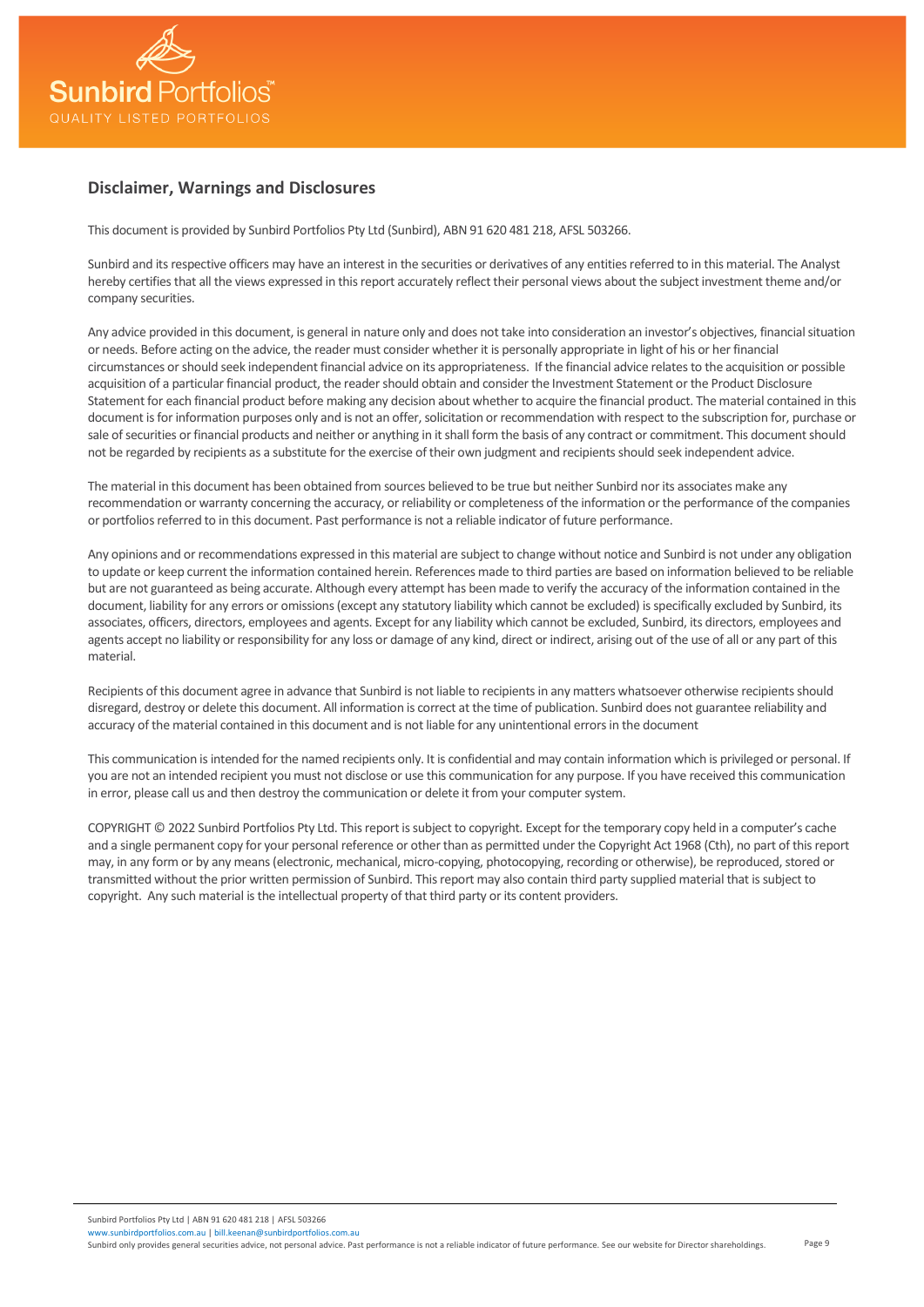## Disclaimer, Warnings and Disclosures

This document is provided by Sunbird Portfolios Pty Ltd (Sunbird), ABN 91 620 481 218, AFSL 503266.

Sunbird and its respective officers may have an interest in the securities or derivatives of any entities referred to in this material. The Analyst hereby certifies that all the views expressed in this report accurately reflect their personal views about the subject investment theme and/or company securities.

Any advice provided in this document, is general in nature only and does not take into consideration an investor's objectives, financial situation or needs. Before acting on the advice, the reader must consider whether it is personally appropriate in light of his or her financial circumstances or should seek independent financial advice on its appropriateness. If the financial advice relates to the acquisition or possible acquisition of a particular financial product, the reader should obtain and consider the Investment Statement or the Product Disclosure Statement for each financial product before making any decision about whether to acquire the financial product. The material contained in this document is for information purposes only and is not an offer, solicitation or recommendation with respect to the subscription for, purchase or sale of securities or financial products and neither or anything in it shall form the basis of any contract or commitment. This document should not be regarded by recipients as a substitute for the exercise of their own judgment and recipients should seek independent advice.

The material in this document has been obtained from sources believed to be true but neither Sunbird nor its associates make any recommendation or warranty concerning the accuracy, or reliability or completeness of the information or the performance of the companies or portfolios referred to in this document. Past performance is not a reliable indicator of future performance.

Any opinions and or recommendations expressed in this material are subject to change without notice and Sunbird is not under any obligation to update or keep current the information contained herein. References made to third parties are based on information believed to be reliable but are not guaranteed as being accurate. Although every attempt has been made to verify the accuracy of the information contained in the document, liability for any errors or omissions (except any statutory liability which cannot be excluded) is specifically excluded by Sunbird, its associates, officers, directors, employees and agents. Except for any liability which cannot be excluded, Sunbird, its directors, employees and agents accept no liability or responsibility for any loss or damage of any kind, direct or indirect, arising out of the use of all or any part of this material.

Recipients of this document agree in advance that Sunbird is not liable to recipients in any matters whatsoever otherwise recipients should disregard, destroy or delete this document. All information is correct at the time of publication. Sunbird does not guarantee reliability and accuracy of the material contained in this document and is not liable for any unintentional errors in the document

This communication is intended for the named recipients only. It is confidential and may contain information which is privileged or personal. If you are not an intended recipient you must not disclose or use this communication for any purpose. If you have received this communication in error, please call us and then destroy the communication or delete it from your computer system.

COPYRIGHT © 2022 Sunbird Portfolios Pty Ltd. This report is subject to copyright. Except for the temporary copy held in a computer's cache and a single permanent copy for your personal reference or other than as permitted under the Copyright Act 1968 (Cth), no part of this report may, in any form or by any means (electronic, mechanical, micro-copying, photocopying, recording or otherwise), be reproduced, stored or transmitted without the prior written permission of Sunbird. This report may also contain third party supplied material that is subject to copyright. Any such material is the intellectual property of that third party or its content providers.